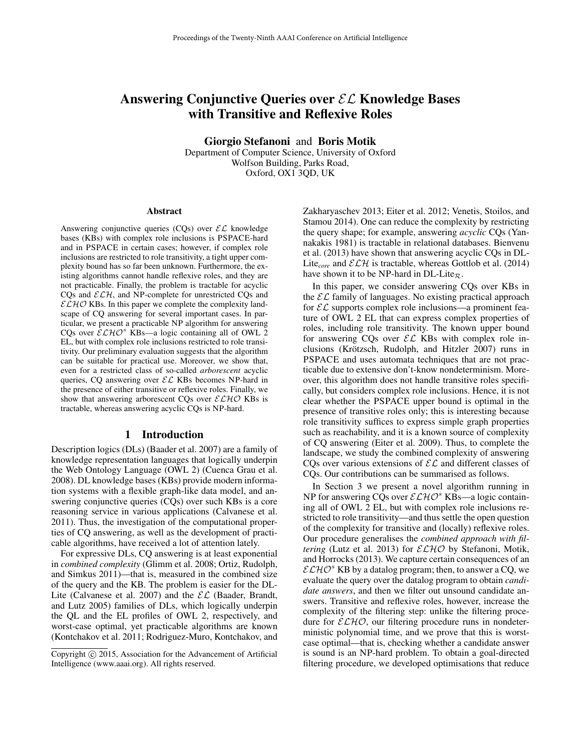# Answering Conjunctive Queries over $\mathcal{EL}$ Knowledge Bases with Transitive and Reflexive Roles

**Giorgio Stefanoni** and **Boris Motik**

Department of Computer Science, University of Oxford
Wolfson Building, Parks Road,
Oxford, OX1 3QD, UK

### Abstract

Answering conjunctive queries (CQs) over $\mathcal{EL}$ knowledge bases (KBs) with complex role inclusions is PSPACE-hard and in PSPACE in certain cases; however, if complex role inclusions are restricted to role transitivity, a tight upper complexity bound has so far been unknown. Furthermore, the existing algorithms cannot handle reflexive roles, and they are not practicable. Finally, the problem is tractable for acyclic CQs and $\mathcal{ELH}$, and NP-complete for unrestricted CQs and $\mathcal{ELHO}$ KBs. In this paper we complete the complexity landscape of CQ answering for several important cases. In particular, we present a practicable NP algorithm for answering CQs over $\mathcal{ELHO}^s$ KBs—a logic containing all of OWL 2 EL, but with complex role inclusions restricted to role transitivity. Our preliminary evaluation suggests that the algorithm can be suitable for practical use. Moreover, we show that, even for a restricted class of so-called *arborescent* acyclic queries, CQ answering over $\mathcal{EL}$ KBs becomes NP-hard in the presence of either transitive or reflexive roles. Finally, we show that answering arborescent CQs over $\mathcal{ELHO}$ KBs is tractable, whereas answering acyclic CQs is NP-hard.

## 1 Introduction

Description logics (DLs) (Baader et al. 2007) are a family of knowledge representation languages that logically underpin the Web Ontology Language (OWL 2) (Cuenca Grau et al. 2008). DL knowledge bases (KBs) provide modern information systems with a flexible graph-like data model, and answering conjunctive queries (CQs) over such KBs is a core reasoning service in various applications (Calvanese et al. 2011). Thus, the investigation of the computational properties of CQ answering, as well as the development of practicable algorithms, have received a lot of attention lately.

For expressive DLs, CQ answering is at least exponential in *combined complexity* (Glimm et al. 2008; Ortiz, Rudolph, and Simkus 2011)—that is, measured in the combined size of the query and the KB. The problem is easier for the DL-Lite (Calvanese et al. 2007) and the $\mathcal{EL}$ (Baader, Brandt, and Lutz 2005) families of DLs, which logically underpin the QL and the EL profiles of OWL 2, respectively, and worst-case optimal, yet practicable algorithms are known (Kontchakov et al. 2011; Rodriguez-Muro, Kontchakov, and Zakharyaschev 2013; Eiter et al. 2012; Venetis, Stoilos, and Stamou 2014). One can reduce the complexity by restricting the query shape; for example, answering *acyclic* CQs (Yannakakis 1981) is tractable in relational databases. Bienvenu et al. (2013) have shown that answering acyclic CQs in DL-Lite$_{core}$ and $\mathcal{ELH}$ is tractable, whereas Gottlob et al. (2014) have shown it to be NP-hard in DL-Lite$_{\mathcal{R}}$.

In this paper, we consider answering CQs over KBs in the $\mathcal{EL}$ family of languages. No existing practical approach for $\mathcal{EL}$ supports complex role inclusions—a prominent feature of OWL 2 EL that can express complex properties of roles, including role transitivity. The known upper bound for answering CQs over $\mathcal{EL}$ KBs with complex role inclusions (Krötzsch, Rudolph, and Hitzler 2007) runs in PSPACE and uses automata techniques that are not practicable due to extensive don't-know nondeterminism. Moreover, this algorithm does not handle transitive roles specifically, but considers complex role inclusions. Hence, it is not clear whether the PSPACE upper bound is optimal in the presence of transitive roles only; this is interesting because role transitivity suffices to express simple graph properties such as reachability, and it is a known source of complexity of CQ answering (Eiter et al. 2009). Thus, to complete the landscape, we study the combined complexity of answering CQs over various extensions of $\mathcal{EL}$ and different classes of CQs. Our contributions can be summarised as follows.

In Section 3 we present a novel algorithm running in NP for answering CQs over $\mathcal{ELHO}^s$ KBs—a logic containing all of OWL 2 EL, but with complex role inclusions restricted to role transitivity—and thus settle the open question of the complexity for transitive and (locally) reflexive roles. Our procedure generalises the *combined approach with filtering* (Lutz et al. 2013) for $\mathcal{ELHO}$ by Stefanoni, Motik, and Horrocks (2013). We capture certain consequences of an $\mathcal{ELHO}^s$ KB by a datalog program; then, to answer a CQ, we evaluate the query over the datalog program to obtain *candidate answers*, and then we filter out unsound candidate answers. Transitive and reflexive roles, however, increase the complexity of the filtering step: unlike the filtering procedure for $\mathcal{ELHO}$, our filtering procedure runs in nondeterministic polynomial time, and we prove that this is worst-case optimal—that is, checking whether a candidate answer is sound is an NP-hard problem. To obtain a goal-directed filtering procedure, we developed optimisations that reduce

Copyright © 2015, Association for the Advancement of Artificial Intelligence (www.aaai.org). All rights reserved.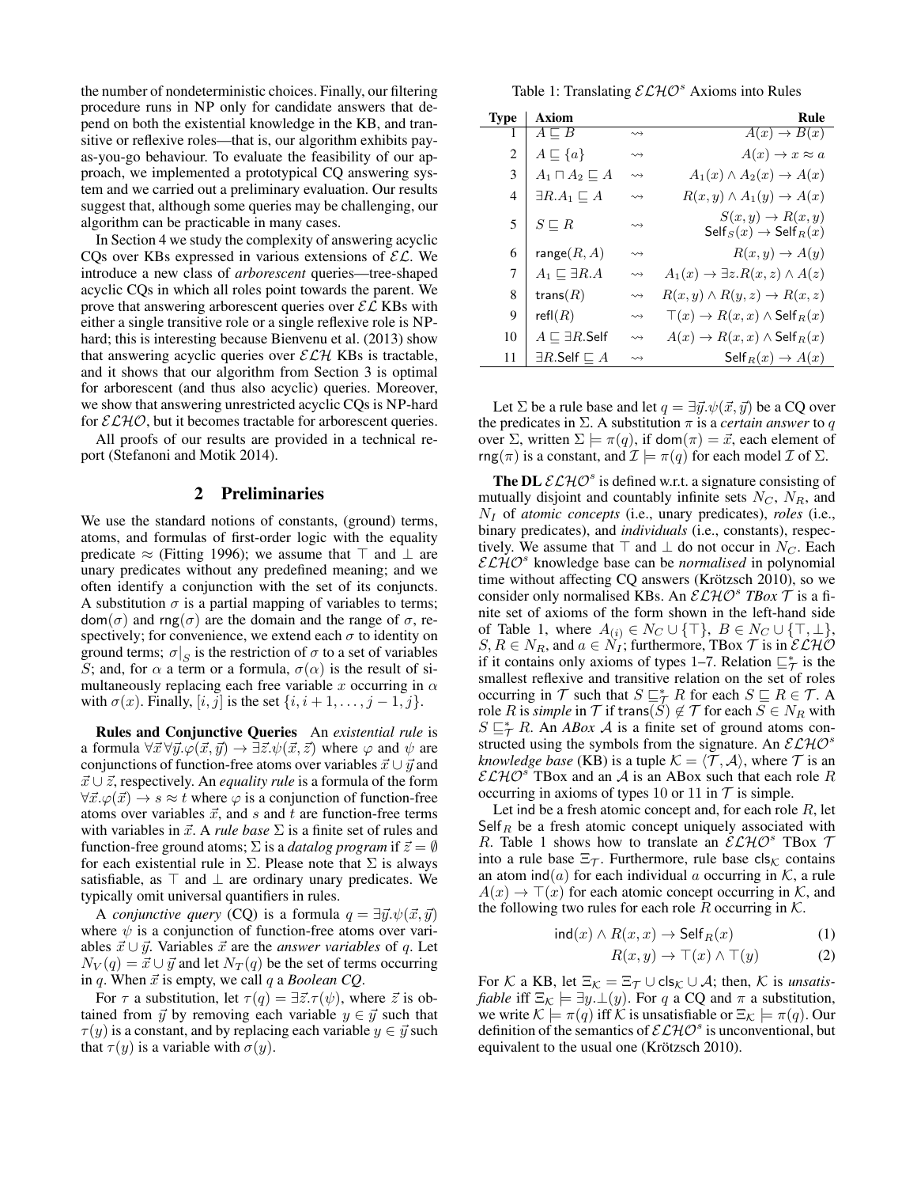the number of nondeterministic choices. Finally, our filtering procedure runs in NP only for candidate answers that depend on both the existential knowledge in the KB, and transitive or reflexive roles—that is, our algorithm exhibits pay-as-you-go behaviour. To evaluate the feasibility of our approach, we implemented a prototypical CQ answering system and we carried out a preliminary evaluation. Our results suggest that, although some queries may be challenging, our algorithm can be practicable in many cases.

In Section 4 we study the complexity of answering acyclic CQs over KBs expressed in various extensions of $\mathcal{EL}$. We introduce a new class of *arborescent* queries—tree-shaped acyclic CQs in which all roles point towards the parent. We prove that answering arborescent queries over $\mathcal{EL}$ KBs with either a single transitive role or a single reflexive role is NP-hard; this is interesting because Bienvenu et al. (2013) show that answering acyclic queries over $\mathcal{ELH}$ KBs is tractable, and it shows that our algorithm from Section 3 is optimal for arborescent (and thus also acyclic) queries. Moreover, we show that answering unrestricted acyclic CQs is NP-hard for $\mathcal{ELHO}$, but it becomes tractable for arborescent queries.

All proofs of our results are provided in a technical report (Stefanoni and Motik 2014).

## 2 Preliminaries

We use the standard notions of constants, (ground) terms, atoms, and formulas of first-order logic with the equality predicate $\approx$ (Fitting 1996); we assume that $\top$ and $\bot$ are unary predicates without any predefined meaning; and we often identify a conjunction with the set of its conjuncts. A substitution $\sigma$ is a partial mapping of variables to terms; $\mathsf{dom}(\sigma)$ and $\mathsf{rng}(\sigma)$ are the domain and the range of $\sigma$, respectively; for convenience, we extend each $\sigma$ to identity on ground terms; $\sigma|_S$ is the restriction of $\sigma$ to a set of variables $S$; and, for $\alpha$ a term or a formula, $\sigma(\alpha)$ is the result of simultaneously replacing each free variable $x$ occurring in $\alpha$ with $\sigma(x)$. Finally, $[i, j]$ is the set $\{i, i+1, \ldots, j-1, j\}$.

**Rules and Conjunctive Queries** An *existential rule* is a formula $\forall\vec{x}\forall\vec{y}.\varphi(\vec{x},\vec{y}) \rightarrow \exists\vec{z}.\psi(\vec{x},\vec{z})$ where $\varphi$ and $\psi$ are conjunctions of function-free atoms over variables $\vec{x}\cup\vec{y}$ and $\vec{x}\cup\vec{z}$, respectively. An *equality rule* is a formula of the form $\forall\vec{x}.\varphi(\vec{x}) \rightarrow s \approx t$ where $\varphi$ is a conjunction of function-free atoms over variables $\vec{x}$, and $s$ and $t$ are function-free terms with variables in $\vec{x}$. A *rule base* $\Sigma$ is a finite set of rules and function-free ground atoms; $\Sigma$ is a *datalog program* if $\vec{z} = \emptyset$ for each existential rule in $\Sigma$. Please note that $\Sigma$ is always satisfiable, as $\top$ and $\bot$ are ordinary unary predicates. We typically omit universal quantifiers in rules.

A *conjunctive query* (CQ) is a formula $q = \exists\vec{y}.\psi(\vec{x},\vec{y})$ where $\psi$ is a conjunction of function-free atoms over variables $\vec{x}\cup\vec{y}$. Variables $\vec{x}$ are the *answer variables* of $q$. Let $N_V(q) = \vec{x}\cup\vec{y}$ and let $N_T(q)$ be the set of terms occurring in $q$. When $\vec{x}$ is empty, we call $q$ a *Boolean CQ*.

For $\tau$ a substitution, let $\tau(q) = \exists\vec{z}.\tau(\psi)$, where $\vec{z}$ is obtained from $\vec{y}$ by removing each variable $y \in \vec{y}$ such that $\tau(y)$ is a constant, and by replacing each variable $y \in \vec{y}$ such that $\tau(y)$ is a variable with $\sigma(y)$.

Table 1: Translating $\mathcal{ELHO}^s$ Axioms into Rules

| Type | Axiom | | Rule |
|---|---|---|---|
| 1 | $A \sqsubseteq B$ | $\rightsquigarrow$ | $A(x) \rightarrow B(x)$ |
| 2 | $A \sqsubseteq \{a\}$ | $\rightsquigarrow$ | $A(x) \rightarrow x \approx a$ |
| 3 | $A_1 \sqcap A_2 \sqsubseteq A$ | $\rightsquigarrow$ | $A_1(x) \wedge A_2(x) \rightarrow A(x)$ |
| 4 | $\exists R.A_1 \sqsubseteq A$ | $\rightsquigarrow$ | $R(x,y) \wedge A_1(y) \rightarrow A(x)$ |
| 5 | $S \sqsubseteq R$ | $\rightsquigarrow$ | $S(x,y) \rightarrow R(x,y)$ <br> $\mathsf{Self}_S(x) \rightarrow \mathsf{Self}_R(x)$ |
| 6 | $\mathsf{range}(R, A)$ | $\rightsquigarrow$ | $R(x,y) \rightarrow A(y)$ |
| 7 | $A_1 \sqsubseteq \exists R.A$ | $\rightsquigarrow$ | $A_1(x) \rightarrow \exists z.R(x,z) \wedge A(z)$ |
| 8 | $\mathsf{trans}(R)$ | $\rightsquigarrow$ | $R(x,y) \wedge R(y,z) \rightarrow R(x,z)$ |
| 9 | $\mathsf{refl}(R)$ | $\rightsquigarrow$ | $\top(x) \rightarrow R(x,x) \wedge \mathsf{Self}_R(x)$ |
| 10 | $A \sqsubseteq \exists R.\mathsf{Self}$ | $\rightsquigarrow$ | $A(x) \rightarrow R(x,x) \wedge \mathsf{Self}_R(x)$ |
| 11 | $\exists R.\mathsf{Self} \sqsubseteq A$ | $\rightsquigarrow$ | $\mathsf{Self}_R(x) \rightarrow A(x)$ |

Let $\Sigma$ be a rule base and let $q = \exists\vec{y}.\psi(\vec{x},\vec{y})$ be a CQ over the predicates in $\Sigma$. A substitution $\pi$ is a *certain answer* to $q$ over $\Sigma$, written $\Sigma \models \pi(q)$, if $\mathsf{dom}(\pi) = \vec{x}$, each element of $\mathsf{rng}(\pi)$ is a constant, and $\mathcal{I} \models \pi(q)$ for each model $\mathcal{I}$ of $\Sigma$.

**The DL $\mathcal{ELHO}^s$** is defined w.r.t. a signature consisting of mutually disjoint and countably infinite sets $N_C$, $N_R$, and $N_I$ of *atomic concepts* (i.e., unary predicates), *roles* (i.e., binary predicates), and *individuals* (i.e., constants), respectively. We assume that $\top$ and $\bot$ do not occur in $N_C$. Each $\mathcal{ELHO}^s$ knowledge base can be *normalised* in polynomial time without affecting CQ answers (Krötzsch 2010), so we consider only normalised KBs. An $\mathcal{ELHO}^s$ *TBox* $\mathcal{T}$ is a finite set of axioms of the form shown in the left-hand side of Table 1, where $A_{(i)} \in N_C \cup \{\top\}$, $B \in N_C \cup \{\top, \bot\}$, $S, R \in N_R$, and $a \in N_I$; furthermore, TBox $\mathcal{T}$ is in $\mathcal{ELHO}$ if it contains only axioms of types 1–7. Relation $\sqsubseteq^*_\mathcal{T}$ is the smallest reflexive and transitive relation on the set of roles occurring in $\mathcal{T}$ such that $S \sqsubseteq^*_\mathcal{T} R$ for each $S \sqsubseteq R \in \mathcal{T}$. A role $R$ is *simple* in $\mathcal{T}$ if $\mathsf{trans}(S) \notin \mathcal{T}$ for each $S \in N_R$ with $S \sqsubseteq^*_\mathcal{T} R$. An *ABox* $\mathcal{A}$ is a finite set of ground atoms constructed using the symbols from the signature. An $\mathcal{ELHO}^s$ *knowledge base* (KB) is a tuple $\mathcal{K} = \langle \mathcal{T}, \mathcal{A} \rangle$, where $\mathcal{T}$ is an $\mathcal{ELHO}^s$ TBox and an $\mathcal{A}$ is an ABox such that each role $R$ occurring in axioms of types 10 or 11 in $\mathcal{T}$ is simple.

Let $\mathsf{ind}$ be a fresh atomic concept and, for each role $R$, let $\mathsf{Self}_R$ be a fresh atomic concept uniquely associated with $R$. Table 1 shows how to translate an $\mathcal{ELHO}^s$ TBox $\mathcal{T}$ into a rule base $\Xi_\mathcal{T}$. Furthermore, rule base $\mathsf{cls}_\mathcal{K}$ contains an atom $\mathsf{ind}(a)$ for each individual $a$ occurring in $\mathcal{K}$, a rule $A(x) \rightarrow \top(x)$ for each atomic concept occurring in $\mathcal{K}$, and the following two rules for each role $R$ occurring in $\mathcal{K}$.

$$\mathsf{ind}(x) \wedge R(x,x) \rightarrow \mathsf{Self}_R(x) \tag{1}$$

$$R(x,y) \rightarrow \top(x) \wedge \top(y) \tag{2}$$

For $\mathcal{K}$ a KB, let $\Xi_\mathcal{K} = \Xi_\mathcal{T} \cup \mathsf{cls}_\mathcal{K} \cup \mathcal{A}$; then, $\mathcal{K}$ is *unsatisfiable* iff $\Xi_\mathcal{K} \models \exists y.\bot(y)$. For $q$ a CQ and $\pi$ a substitution, we write $\mathcal{K} \models \pi(q)$ iff $\mathcal{K}$ is unsatisfiable or $\Xi_\mathcal{K} \models \pi(q)$. Our definition of the semantics of $\mathcal{ELHO}^s$ is unconventional, but equivalent to the usual one (Krötzsch 2010).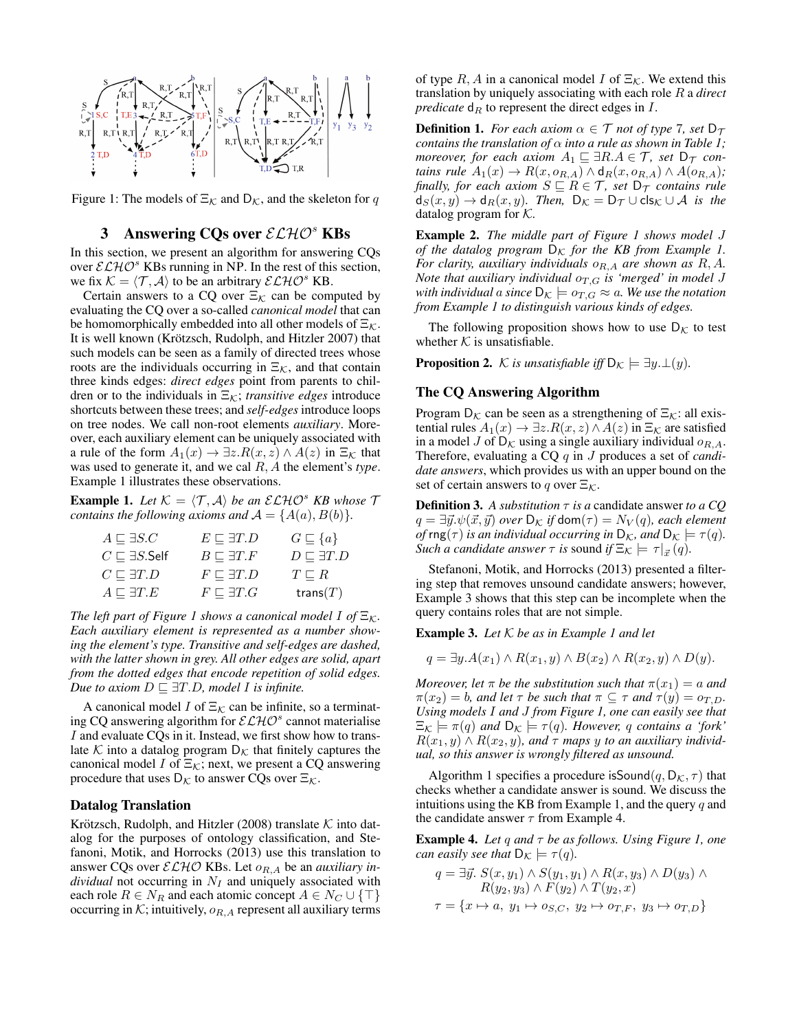Figure 1: The models of $\Xi_\mathcal{K}$ and $\mathsf{D}_\mathcal{K}$, and the skeleton for $q$

## 3 Answering CQs over $\mathcal{ELHO}^s$ KBs

In this section, we present an algorithm for answering CQs over $\mathcal{ELHO}^s$ KBs running in NP. In the rest of this section, we fix $\mathcal{K} = \langle \mathcal{T}, \mathcal{A} \rangle$ to be an arbitrary $\mathcal{ELHO}^s$ KB.

Certain answers to a CQ over $\Xi_\mathcal{K}$ can be computed by evaluating the CQ over a so-called *canonical model* that can be homomorphically embedded into all other models of $\Xi_\mathcal{K}$. It is well known (Krötzsch, Rudolph, and Hitzler 2007) that such models can be seen as a family of directed trees whose roots are the individuals occurring in $\Xi_\mathcal{K}$, and that contain three kinds edges: *direct edges* point from parents to children or to the individuals in $\Xi_\mathcal{K}$; *transitive edges* introduce shortcuts between these trees; and *self-edges* introduce loops on tree nodes. We call non-root elements *auxiliary*. Moreover, each auxiliary element can be uniquely associated with a rule of the form $A_1(x) \rightarrow \exists z.R(x,z) \wedge A(z)$ in $\Xi_\mathcal{K}$ that was used to generate it, and we cal $R, A$ the element's *type*. Example 1 illustrates these observations.

**Example 1.** *Let $\mathcal{K} = \langle \mathcal{T}, \mathcal{A} \rangle$ be an $\mathcal{ELHO}^s$ KB whose $\mathcal{T}$ contains the following axioms and $\mathcal{A} = \{A(a), B(b)\}$.*

| | | |
|---|---|---|
| $A \sqsubseteq \exists S.C$ | $E \sqsubseteq \exists T.D$ | $G \sqsubseteq \{a\}$ |
| $C \sqsubseteq \exists S.\mathsf{Self}$ | $B \sqsubseteq \exists T.F$ | $D \sqsubseteq \exists T.D$ |
| $C \sqsubseteq \exists T.D$ | $F \sqsubseteq \exists T.D$ | $T \sqsubseteq R$ |
| $A \sqsubseteq \exists T.E$ | $F \sqsubseteq \exists T.G$ | $\mathsf{trans}(T)$ |

*The left part of Figure 1 shows a canonical model $I$ of $\Xi_\mathcal{K}$. Each auxiliary element is represented as a number showing the element's type. Transitive and self-edges are dashed, with the latter shown in grey. All other edges are solid, apart from the dotted edges that encode repetition of solid edges. Due to axiom $D \sqsubseteq \exists T.D$, model $I$ is infinite.*

A canonical model $I$ of $\Xi_\mathcal{K}$ can be infinite, so a terminating CQ answering algorithm for $\mathcal{ELHO}^s$ cannot materialise $I$ and evaluate CQs in it. Instead, we first show how to translate $\mathcal{K}$ into a datalog program $\mathsf{D}_\mathcal{K}$ that finitely captures the canonical model $I$ of $\Xi_\mathcal{K}$; next, we present a CQ answering procedure that uses $\mathsf{D}_\mathcal{K}$ to answer CQs over $\Xi_\mathcal{K}$.

### Datalog Translation

Krötzsch, Rudolph, and Hitzler (2008) translate $\mathcal{K}$ into datalog for the purposes of ontology classification, and Stefanoni, Motik, and Horrocks (2013) use this translation to answer CQs over $\mathcal{ELHO}$ KBs. Let $o_{R,A}$ be an *auxiliary individual* not occurring in $N_I$ and uniquely associated with each role $R \in N_R$ and each atomic concept $A \in N_C \cup \{\top\}$ occurring in $\mathcal{K}$; intuitively, $o_{R,A}$ represent all auxiliary terms of type $R, A$ in a canonical model $I$ of $\Xi_\mathcal{K}$. We extend this translation by uniquely associating with each role $R$ a *direct predicate* $\mathsf{d}_R$ to represent the direct edges in $I$.

**Definition 1.** *For each axiom $\alpha \in \mathcal{T}$ not of type 7, set $\mathsf{D}_\mathcal{T}$ contains the translation of $\alpha$ into a rule as shown in Table 1; moreover, for each axiom $A_1 \sqsubseteq \exists R.A \in \mathcal{T}$, set $\mathsf{D}_\mathcal{T}$ contains rule $A_1(x) \rightarrow R(x, o_{R,A}) \wedge \mathsf{d}_R(x, o_{R,A}) \wedge A(o_{R,A})$; finally, for each axiom $S \sqsubseteq R \in \mathcal{T}$, set $\mathsf{D}_\mathcal{T}$ contains rule $\mathsf{d}_S(x,y) \rightarrow \mathsf{d}_R(x,y)$. Then, $\mathsf{D}_\mathcal{K} = \mathsf{D}_\mathcal{T} \cup \mathsf{cls}_\mathcal{K} \cup \mathcal{A}$ is the* datalog program for $\mathcal{K}$.

**Example 2.** *The middle part of Figure 1 shows model $J$ of the datalog program $\mathsf{D}_\mathcal{K}$ for the KB from Example 1. For clarity, auxiliary individuals $o_{R,A}$ are shown as $R, A$. Note that auxiliary individual $o_{T,G}$ is 'merged' in model $J$ with individual $a$ since $\mathsf{D}_\mathcal{K} \models o_{T,G} \approx a$. We use the notation from Example 1 to distinguish various kinds of edges.*

The following proposition shows how to use $\mathsf{D}_\mathcal{K}$ to test whether $\mathcal{K}$ is unsatisfiable.

**Proposition 2.** *$\mathcal{K}$ is unsatisfiable iff $\mathsf{D}_\mathcal{K} \models \exists y.\bot(y)$.*

### The CQ Answering Algorithm

Program $\mathsf{D}_\mathcal{K}$ can be seen as a strengthening of $\Xi_\mathcal{K}$: all existential rules $A_1(x) \rightarrow \exists z.R(x,z) \wedge A(z)$ in $\Xi_\mathcal{K}$ are satisfied in a model $J$ of $\mathsf{D}_\mathcal{K}$ using a single auxiliary individual $o_{R,A}$. Therefore, evaluating a CQ $q$ in $J$ produces a set of *candidate answers*, which provides us with an upper bound on the set of certain answers to $q$ over $\Xi_\mathcal{K}$.

**Definition 3.** *A substitution $\tau$ is a* candidate answer *to a CQ $q = \exists \vec{y}.\psi(\vec{x}, \vec{y})$ over $\mathsf{D}_\mathcal{K}$ if $\mathsf{dom}(\tau) = N_V(q)$, each element of $\mathsf{rng}(\tau)$ is an individual occurring in $\mathsf{D}_\mathcal{K}$, and $\mathsf{D}_\mathcal{K} \models \tau(q)$. Such a candidate answer $\tau$ is* sound *if $\Xi_\mathcal{K} \models \tau|_{\vec{x}}(q)$.*

Stefanoni, Motik, and Horrocks (2013) presented a filtering step that removes unsound candidate answers; however, Example 3 shows that this step can be incomplete when the query contains roles that are not simple.

**Example 3.** *Let $\mathcal{K}$ be as in Example 1 and let*

$$q = \exists y.A(x_1) \wedge R(x_1, y) \wedge B(x_2) \wedge R(x_2, y) \wedge D(y).$$

*Moreover, let $\pi$ be the substitution such that $\pi(x_1) = a$ and $\pi(x_2) = b$, and let $\tau$ be such that $\pi \subseteq \tau$ and $\tau(y) = o_{T,D}$. Using models $I$ and $J$ from Figure 1, one can easily see that $\Xi_\mathcal{K} \models \pi(q)$ and $\mathsf{D}_\mathcal{K} \models \tau(q)$. However, $q$ contains a 'fork' $R(x_1, y) \wedge R(x_2, y)$, and $\tau$ maps $y$ to an auxiliary individual, so this answer is wrongly filtered as unsound.*

Algorithm 1 specifies a procedure $\mathsf{isSound}(q, \mathsf{D}_\mathcal{K}, \tau)$ that checks whether a candidate answer is sound. We discuss the intuitions using the KB from Example 1, and the query $q$ and the candidate answer $\tau$ from Example 4.

**Example 4.** *Let $q$ and $\tau$ be as follows. Using Figure 1, one can easily see that $\mathsf{D}_\mathcal{K} \models \tau(q)$.*

$$q = \exists \vec{y}.\ S(x, y_1) \wedge S(y_1, y_1) \wedge R(x, y_3) \wedge D(y_3) \wedge R(y_2, y_3) \wedge F(y_2) \wedge T(y_2, x)$$

$$\tau = \{x \mapsto a,\ y_1 \mapsto o_{S,C},\ y_2 \mapsto o_{T,F},\ y_3 \mapsto o_{T,D}\}$$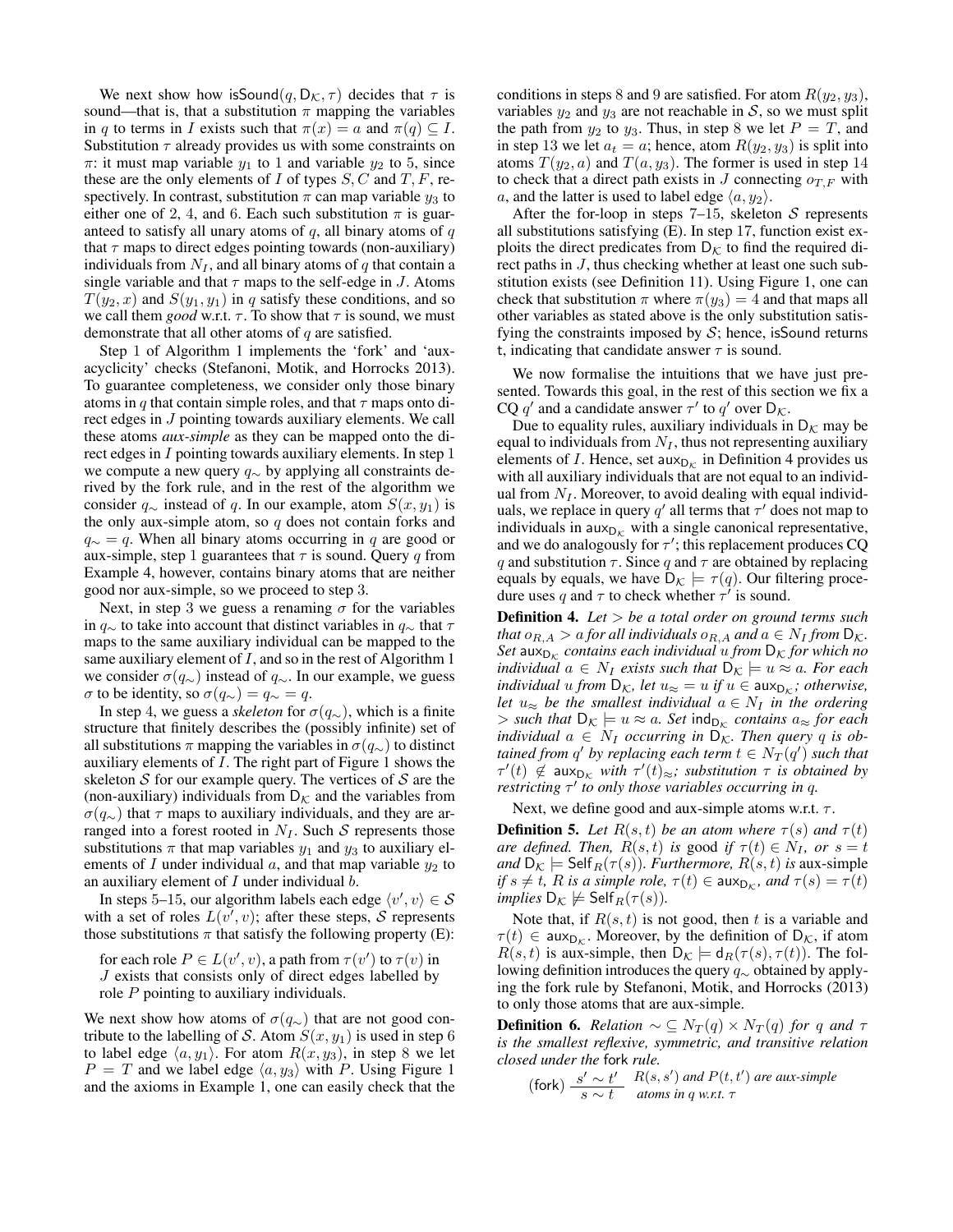We next show how $\mathsf{isSound}(q, \mathsf{D}_\mathcal{K}, \tau)$ decides that $\tau$ is sound—that is, that a substitution $\pi$ mapping the variables in $q$ to terms in $I$ exists such that $\pi(x) = a$ and $\pi(q) \subseteq I$. Substitution $\tau$ already provides us with some constrains on $\pi$: it must map variable $y_1$ to 1 and variable $y_2$ to 5, since these are the only elements of $I$ of types $S, C$ and $T, F$, respectively. In contrast, substitution $\pi$ can map variable $y_3$ to either one of 2, 4, and 6. Each such substitution $\pi$ is guaranteed to satisfy all unary atoms of $q$, all binary atoms of $q$ that $\tau$ maps to direct edges pointing towards (non-auxiliary) individuals from $N_I$, and all binary atoms of $q$ that contain a single variable and that $\tau$ maps to the self-edge in $J$. Atoms $T(y_2, x)$ and $S(y_1, y_1)$ in $q$ satisfy these conditions, and so we call them *good* w.r.t. $\tau$. To show that $\tau$ is sound, we must demonstrate that all other atoms of $q$ are satisfied.

Step 1 of Algorithm 1 implements the 'fork' and 'aux-acyclicity' checks (Stefanoni, Motik, and Horrocks 2013). To guarantee completeness, we consider only those binary atoms in $q$ that contain simple roles, and that $\tau$ maps onto direct edges in $J$ pointing towards auxiliary elements. We call these atoms *aux-simple* as they can be mapped onto the direct edges in $I$ pointing towards auxiliary elements. In step 1 we compute a new query $q_\sim$ by applying all constraints derived by the fork rule, and in the rest of the algorithm we consider $q_\sim$ instead of $q$. In our example, atom $S(x, y_1)$ is the only aux-simple atom, so $q$ does not contain forks and $q_\sim = q$. When all binary atoms occurring in $q$ are good or aux-simple, step 1 guarantees that $\tau$ is sound. Query $q$ from Example 4, however, contains binary atoms that are neither good nor aux-simple, so we proceed to step 3.

Next, in step 3 we guess a renaming $\sigma$ for the variables in $q_\sim$ to take into account that distinct variables in $q_\sim$ that $\tau$ maps to the same auxiliary individual can be mapped to the same auxiliary element of $I$, and so in the rest of Algorithm 1 we consider $\sigma(q_\sim)$ instead of $q_\sim$. In our example, we guess $\sigma$ to be identity, so $\sigma(q_\sim) = q_\sim = q$.

In step 4, we guess a *skeleton* for $\sigma(q_\sim)$, which is a finite structure that finitely describes the (possibly infinite) set of all substitutions $\pi$ mapping the variables in $\sigma(q_\sim)$ to distinct auxiliary elements of $I$. The right part of Figure 1 shows the skeleton $\mathcal{S}$ for our example query. The vertices of $\mathcal{S}$ are the (non-auxiliary) individuals from $\mathsf{D}_\mathcal{K}$ and the variables from $\sigma(q_\sim)$ that $\tau$ maps to auxiliary individuals, and they are arranged into a forest rooted in $N_I$. Such $\mathcal{S}$ represents those substitutions $\pi$ that map variables $y_1$ and $y_3$ to auxiliary elements of $I$ under individual $a$, and that map variable $y_2$ to an auxiliary element of $I$ under individual $b$.

In steps 5–15, our algorithm labels each edge $\langle v', v\rangle \in \mathcal{S}$ with a set of roles $L(v', v)$; after these steps, $\mathcal{S}$ represents those substitutions $\pi$ that satisfy the following property (E):

for each role $P \in L(v', v)$, a path from $\tau(v')$ to $\tau(v)$ in $J$ exists that consists only of direct edges labelled by role $P$ pointing to auxiliary individuals.

We next show how atoms of $\sigma(q_\sim)$ that are not good contribute to the labelling of $\mathcal{S}$. Atom $S(x, y_1)$ is used in step 6 to label edge $\langle a, y_1\rangle$. For atom $R(x, y_3)$, in step 8 we let $P = T$ and we label edge $\langle a, y_3\rangle$ with $P$. Using Figure 1 and the axioms in Example 1, one can easily check that the conditions in steps 8 and 9 are satisfied. For atom $R(y_2, y_3)$, variables $y_2$ and $y_3$ are not reachable in $\mathcal{S}$, so we must split the path from $y_2$ to $y_3$. Thus, in step 8 we let $P = T$, and in step 13 we let $a_t = a$; hence, atom $R(y_2, y_3)$ is split into atoms $T(y_2, a)$ and $T(a, y_3)$. The former is used in step 14 to check that a direct path exists in $J$ connecting $o_{T,F}$ with $a$, and the latter is used to label edge $\langle a, y_2\rangle$.

After the for-loop in steps 7–15, skeleton $\mathcal{S}$ represents all substitutions satisfying (E). In step 17, function exist exploits the direct predicates from $\mathsf{D}_\mathcal{K}$ to find the required direct paths in $J$, thus checking whether at least one such substitution exists (see Definition 11). Using Figure 1, one can check that substitution $\pi$ where $\pi(y_3) = 4$ and that maps all other variables as stated above is the only substitution satisfying the constraints imposed by $\mathcal{S}$; hence, isSound returns t, indicating that candidate answer $\tau$ is sound.

We now formalise the intuitions that we have just presented. Towards this goal, in the rest of this section we fix a CQ $q'$ and a candidate answer $\tau'$ to $q'$ over $\mathsf{D}_\mathcal{K}$.

Due to equality rules, auxiliary individuals in $\mathsf{D}_\mathcal{K}$ may be equal to individuals from $N_I$, thus not representing auxiliary elements of $I$. Hence, set $\mathsf{aux}_{\mathsf{D}_\mathcal{K}}$ in Definition 4 provides us with all auxiliary individuals that are not equal to an individual from $N_I$. Moreover, to avoid dealing with equal individuals, we replace in query $q'$ all terms that $\tau'$ does not map to individuals in $\mathsf{aux}_{\mathsf{D}_\mathcal{K}}$ with a single canonical representative, and we do analogously for $\tau'$; this replacement produces CQ $q$ and substitution $\tau$. Since $q$ and $\tau$ are obtained by replacing equals by equals, we have $\mathsf{D}_\mathcal{K} \models \tau(q)$. Our filtering procedure uses $q$ and $\tau$ to check whether $\tau'$ is sound.

**Definition 4.** *Let $>$ be a total order on ground terms such that $o_{R,A} > a$ for all individuals $o_{R,A}$ and $a \in N_I$ from $\mathsf{D}_\mathcal{K}$. Set $\mathsf{aux}_{\mathsf{D}_\mathcal{K}}$ contains each individual $u$ from $\mathsf{D}_\mathcal{K}$ for which no individual $a \in N_I$ exists such that $\mathsf{D}_\mathcal{K} \models u \approx a$. For each individual $u$ from $\mathsf{D}_\mathcal{K}$, let $u_\approx = u$ if $u \in \mathsf{aux}_{\mathsf{D}_\mathcal{K}}$; otherwise, let $u_\approx$ be the smallest individual $a \in N_I$ in the ordering $>$ such that $\mathsf{D}_\mathcal{K} \models u \approx a$. Set $\mathsf{ind}_{\mathsf{D}_\mathcal{K}}$ contains $a_\approx$ for each individual $a \in N_I$ occurring in $\mathsf{D}_\mathcal{K}$. Then query $q$ is obtained from $q'$ by replacing each term $t \in N_T(q')$ such that $\tau'(t) \notin \mathsf{aux}_{\mathsf{D}_\mathcal{K}}$ with $\tau'(t)_\approx$; substitution $\tau$ is obtained by restricting $\tau'$ to only those variables occurring in $q$.*

Next, we define good and aux-simple atoms w.r.t. $\tau$.

**Definition 5.** *Let $R(s, t)$ be an atom where $\tau(s)$ and $\tau(t)$ are defined. Then, $R(s, t)$ is* good *if $\tau(t) \in N_I$, or $s = t$ and $\mathsf{D}_\mathcal{K} \models \mathsf{Self}_R(\tau(s))$. Furthermore, $R(s, t)$ is* aux-simple *if $s \neq t$, $R$ is a simple role, $\tau(t) \in \mathsf{aux}_{\mathsf{D}_\mathcal{K}}$, and $\tau(s) = \tau(t)$ implies $\mathsf{D}_\mathcal{K} \not\models \mathsf{Self}_R(\tau(s))$.*

Note that, if $R(s, t)$ is not good, then $t$ is a variable and $\tau(t) \in \mathsf{aux}_{\mathsf{D}_\mathcal{K}}$. Moreover, by the definition of $\mathsf{D}_\mathcal{K}$, if atom $R(s, t)$ is aux-simple, then $\mathsf{D}_\mathcal{K} \models \mathsf{d}_R(\tau(s), \tau(t))$. The following definition introduces the query $q_\sim$ obtained by applying the fork rule by Stefanoni, Motik, and Horrocks (2013) to only those atoms that are aux-simple.

**Definition 6.** *Relation $\sim \subseteq N_T(q) \times N_T(q)$ for $q$ and $\tau$ is the smallest reflexive, symmetric, and transitive relation closed under the* fork *rule.*

$$(\mathsf{fork})\ \frac{s' \sim t'}{s \sim t} \quad \begin{array}{l} R(s, s') \text{ and } P(t, t') \text{ are aux-simple} \\ \text{atoms in } q \text{ w.r.t. } \tau \end{array}$$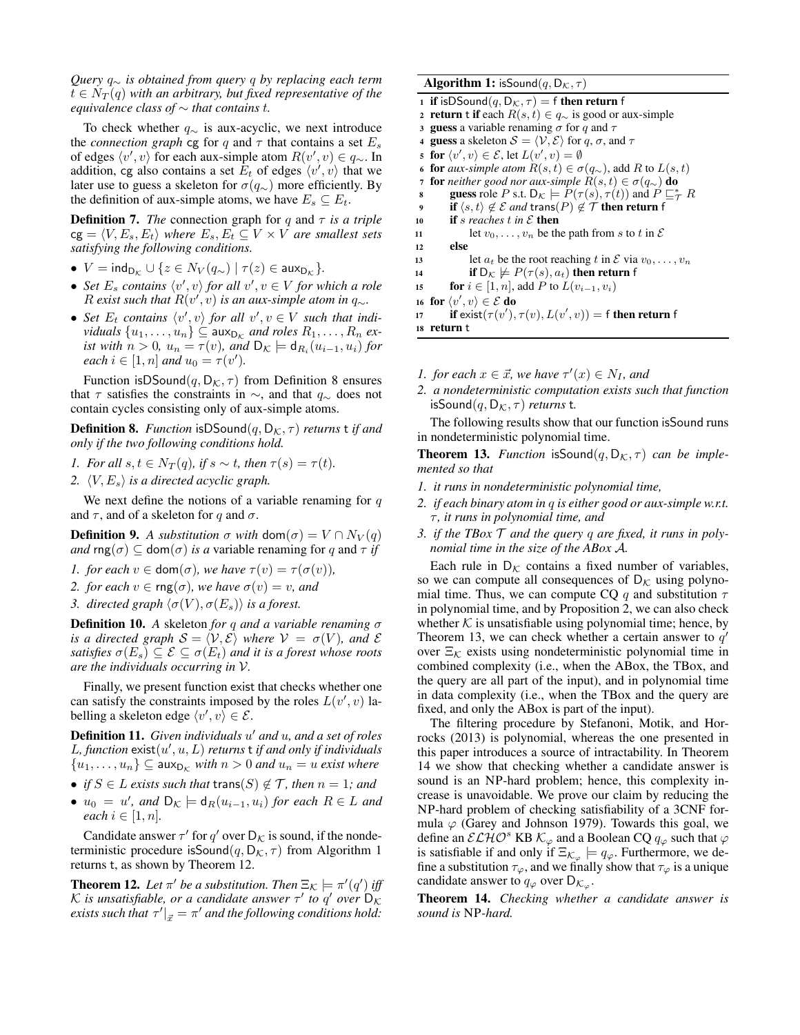*Query $q_\sim$ is obtained from query $q$ by replacing each term $t \in N_T(q)$ with an arbitrary, but fixed representative of the equivalence class of $\sim$ that contains $t$.*

To check whether $q_\sim$ is aux-acyclic, we next introduce the *connection graph* $\mathsf{cg}$ for $q$ and $\tau$ that contains a set $E_s$ of edges $\langle v', v\rangle$ for each aux-simple atom $R(v', v) \in q_\sim$. In addition, $\mathsf{cg}$ also contains a set $E_t$ of edges $\langle v', v\rangle$ that we later use to guess a skeleton for $\sigma(q_\sim)$ more efficiently. By the definition of aux-simple atoms, we have $E_s \subseteq E_t$.

**Definition 7.** *The* connection graph for $q$ and $\tau$ *is a triple* $\mathsf{cg} = \langle V, E_s, E_t\rangle$ *where* $E_s, E_t \subseteq V \times V$ *are smallest sets satisfying the following conditions.*

- $V = \mathsf{ind}_{\mathsf{D}_\mathcal{K}} \cup \{z \in N_V(q_\sim) \mid \tau(z) \in \mathsf{aux}_{\mathsf{D}_\mathcal{K}}\}$.
- *Set* $E_s$ *contains* $\langle v', v\rangle$ *for all* $v', v \in V$ *for which a role* $R$ *exist such that* $R(v', v)$ *is an aux-simple atom in* $q_\sim$.
- *Set* $E_t$ *contains* $\langle v', v\rangle$ *for all* $v', v \in V$ *such that individuals* $\{u_1, \ldots, u_n\} \subseteq \mathsf{aux}_{\mathsf{D}_\mathcal{K}}$ *and roles* $R_1, \ldots, R_n$ *exist with* $n > 0$, $u_n = \tau(v)$, *and* $\mathsf{D}_\mathcal{K} \models \mathsf{d}_{R_i}(u_{i-1}, u_i)$ *for each* $i \in [1, n]$ *and* $u_0 = \tau(v')$.

Function $\mathsf{isDSound}(q, \mathsf{D}_\mathcal{K}, \tau)$ from Definition 8 ensures that $\tau$ satisfies the constraints in $\sim$, and that $q_\sim$ does not contain cycles consisting only of aux-simple atoms.

**Definition 8.** *Function* $\mathsf{isDSound}(q, \mathsf{D}_\mathcal{K}, \tau)$ *returns* $\mathsf{t}$ *if and only if the two following conditions hold.*

1. *For all* $s, t \in N_T(q)$, *if* $s \sim t$, *then* $\tau(s) = \tau(t)$.
2. $\langle V, E_s\rangle$ *is a directed acyclic graph.*

We next define the notions of a variable renaming for $q$ and $\tau$, and of a skeleton for $q$ and $\sigma$.

**Definition 9.** *A substitution* $\sigma$ *with* $\mathsf{dom}(\sigma) = V \cap N_V(q)$ *and* $\mathsf{rng}(\sigma) \subseteq \mathsf{dom}(\sigma)$ *is a* variable renaming for $q$ and $\tau$ *if*

1. *for each* $v \in \mathsf{dom}(\sigma)$, *we have* $\tau(v) = \tau(\sigma(v))$,
2. *for each* $v \in \mathsf{rng}(\sigma)$, *we have* $\sigma(v) = v$, *and*
3. *directed graph* $\langle \sigma(V), \sigma(E_s)\rangle$ *is a forest.*

**Definition 10.** *A* skeleton *for* $q$ *and a variable renaming* $\sigma$ *is a directed graph* $\mathcal{S} = \langle \mathcal{V}, \mathcal{E}\rangle$ *where* $\mathcal{V} = \sigma(V)$, *and* $\mathcal{E}$ *satisfies* $\sigma(E_s) \subseteq \mathcal{E} \subseteq \sigma(E_t)$ *and it is a forest whose roots are the individuals occurring in* $\mathcal{V}$.

Finally, we present function exist that checks whether one can satisfy the constraints imposed by the roles $L(v', v)$ labelling a skeleton edge $\langle v', v\rangle \in \mathcal{E}$.

**Definition 11.** *Given individuals* $u'$ *and* $u$, *and a set of roles* $L$, *function* $\mathsf{exist}(u', u, L)$ *returns* $\mathsf{t}$ *if and only if individuals* $\{u_1, \ldots, u_n\} \subseteq \mathsf{aux}_{\mathsf{D}_\mathcal{K}}$ *with* $n > 0$ *and* $u_n = u$ *exist where*

- *if* $S \in L$ *exists such that* $\mathsf{trans}(S) \notin \mathcal{T}$, *then* $n = 1$; *and*
- $u_0 = u'$, *and* $\mathsf{D}_\mathcal{K} \models \mathsf{d}_R(u_{i-1}, u_i)$ *for each* $R \in L$ *and each* $i \in [1, n]$.

Candidate answer $\tau'$ for $q'$ over $\mathsf{D}_\mathcal{K}$ is sound, if the nondeterministic procedure $\mathsf{isSound}(q, \mathsf{D}_\mathcal{K}, \tau)$ from Algorithm 1 returns $\mathsf{t}$, as shown by Theorem 12.

**Theorem 12.** *Let* $\pi'$ *be a substitution. Then* $\Xi_\mathcal{K} \models \pi'(q')$ *iff* $\mathcal{K}$ *is unsatisfiable, or a candidate answer* $\tau'$ *to* $q'$ *over* $\mathsf{D}_\mathcal{K}$ *exists such that* $\tau'|_{\vec{x}} = \pi'$ *and the following conditions hold:*

**Algorithm 1:** $\mathsf{isSound}(q, \mathsf{D}_\mathcal{K}, \tau)$

```
1  if isDSound(q, D_K, τ) = f then return f
2  return t if each R(s,t) ∈ q~ is good or aux-simple
3  guess a variable renaming σ for q and τ
4  guess a skeleton S = ⟨V, E⟩ for q, σ, and τ
5  for ⟨v', v⟩ ∈ E, let L(v', v) = ∅
6  for aux-simple atom R(s,t) ∈ σ(q~), add R to L(s,t)
7  for neither good nor aux-simple R(s,t) ∈ σ(q~) do
8      guess role P s.t. D_K ⊨ P(τ(s), τ(t)) and P ⊑*_T R
9      if ⟨s,t⟩ ∉ E and trans(P) ∉ T then return f
10     if s reaches t in E then
11         let v_0, ..., v_n be the path from s to t in E
12     else
13         let a_t be the root reaching t in E via v_0, ..., v_n
14         if D_K ⊭ P(τ(s), a_t) then return f
15     for i ∈ [1, n], add P to L(v_{i-1}, v_i)
16 for ⟨v', v⟩ ∈ E do
17     if exist(τ(v'), τ(v), L(v', v)) = f then return f
18 return t
```

1. *for each* $x \in \vec{x}$, *we have* $\tau'(x) \in N_I$, *and*
2. *a nondeterministic computation exists such that function* $\mathsf{isSound}(q, \mathsf{D}_\mathcal{K}, \tau)$ *returns* $\mathsf{t}$.

The following results show that our function isSound runs in nondeterministic polynomial time.

**Theorem 13.** *Function* $\mathsf{isSound}(q, \mathsf{D}_\mathcal{K}, \tau)$ *can be implemented so that*

1. *it runs in nondeterministic polynomial time,*
2. *if each binary atom in* $q$ *is either good or aux-simple w.r.t.* $\tau$, *it runs in polynomial time, and*
3. *if the TBox* $\mathcal{T}$ *and the query* $q$ *are fixed, it runs in polynomial time in the size of the ABox* $\mathcal{A}$.

Each rule in $\mathsf{D}_\mathcal{K}$ contains a fixed number of variables, so we can compute all consequences of $\mathsf{D}_\mathcal{K}$ using polynomial time. Thus, we can compute CQ $q$ and substitution $\tau$ in polynomial time, and by Proposition 2, we can also check whether $\mathcal{K}$ is unsatisfiable using polynomial time; hence, by Theorem 13, we can check whether a certain answer to $q'$ over $\Xi_\mathcal{K}$ exists using nondeterministic polynomial time in combined complexity (i.e., when the ABox, the TBox, and the query are all part of the input), and in polynomial time in data complexity (i.e., when the TBox and the query are fixed, and only the ABox is part of the input).

The filtering procedure by Stefanoni, Motik, and Horrocks (2013) is polynomial, whereas the one presented in this paper introduces a source of intractability. In Theorem 14 we show that checking whether a candidate answer is sound is an NP-hard problem; hence, this complexity increase is unavoidable. We prove our claim by reducing the NP-hard problem of checking satisfiability of a 3CNF formula $\varphi$ (Garey and Johnson 1979). Towards this goal, we define an $\mathcal{ELHO}^s$ KB $\mathcal{K}_\varphi$ and a Boolean CQ $q_\varphi$ such that $\varphi$ is satisfiable if and only if $\Xi_{\mathcal{K}_\varphi} \models q_\varphi$. Furthermore, we define a substitution $\tau_\varphi$, and we finally show that $\tau_\varphi$ is a unique candidate answer to $q_\varphi$ over $\mathsf{D}_{\mathcal{K}_\varphi}$.

**Theorem 14.** *Checking whether a candidate answer is sound is* NP*-hard.*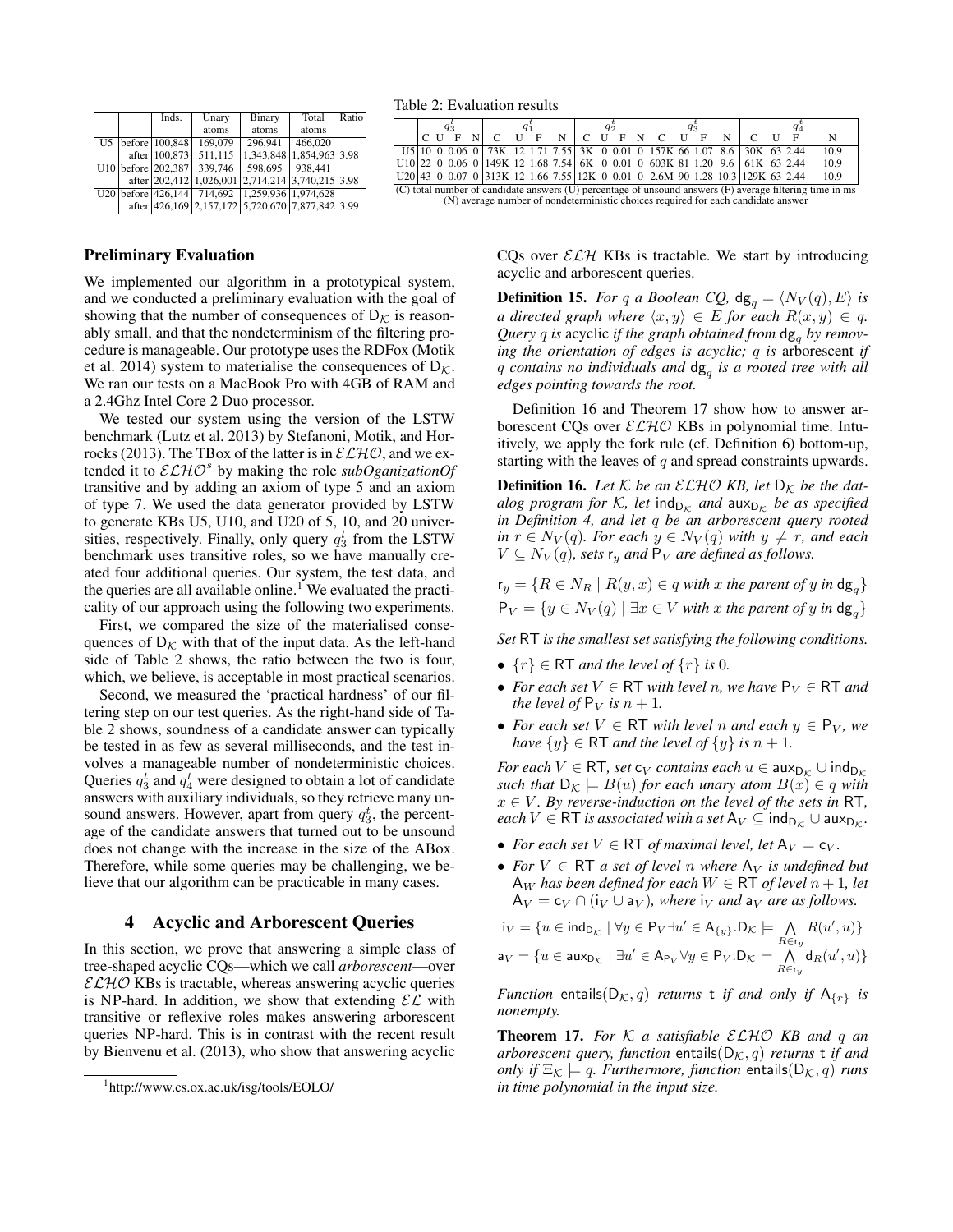Table 2: Evaluation results

| | | Inds. | Unary atoms | Binary atoms | Total atoms | Ratio |
|---|---|---|---|---|---|---|
| U5 | before | 100,848 | 169,079 | 296,941 | 466,020 | |
| | after | 100,873 | 511,115 | 1,343,848 | 1,854,963 | 3.98 |
| U10 | before | 202,387 | 339,746 | 598,695 | 938,441 | |
| | after | 202,412 | 1,026,001 | 2,714,214 | 3,740,215 | 3.98 |
| U20 | before | 426,144 | 714,692 | 1,259,936 | 1,974,628 | |
| | after | 426,169 | 2,157,172 | 5,720,670 | 7,877,842 | 3.99 |

| | $q_3^l$ | | | | $q_1^t$ | | | | $q_2^t$ | | | | $q_3^t$ | | | | $q_4^t$ | | | |
|---|---|---|---|---|---|---|---|---|---|---|---|---|---|---|---|---|---|---|---|---|
| | C | U | F | N | C | U | F | N | C | U | F | N | C | U | F | N | C | U | F | N |
| U5 | 10 | 0 | 0.06 | 0 | 73K | 12 | 1.71 | 7.55 | 3K | 0 | 0.01 | 0 | 157K | 66 | 1.07 | 8.6 | 30K | 63 | 2.44 | 10.9 |
| U10 | 22 | 0 | 0.06 | 0 | 149K | 12 | 1.68 | 7.54 | 6K | 0 | 0.01 | 0 | 603K | 81 | 1.20 | 9.6 | 61K | 63 | 2.44 | 10.9 |
| U20 | 43 | 0 | 0.07 | 0 | 313K | 12 | 1.66 | 7.55 | 12K | 0 | 0.01 | 0 | 2.6M | 90 | 1.28 | 10.3 | 129K | 63 | 2.44 | 10.9 |

(C) total number of candidate answers (U) percentage of unsound answers (F) average filtering time in ms (N) average number of nondeterministic choices required for each candidate answer

## Preliminary Evaluation

We implemented our algorithm in a prototypical system, and we conducted a preliminary evaluation with the goal of showing that the number of consequences of $\mathsf{D}_\mathcal{K}$ is reasonably small, and that the nondeterminism of the filtering procedure is manageable. Our prototype uses the RDFox (Motik et al. 2014) system to materialise the consequences of $\mathsf{D}_\mathcal{K}$. We ran our tests on a MacBook Pro with 4GB of RAM and a 2.4Ghz Intel Core 2 Duo processor.

We tested our system using the version of the LSTW benchmark (Lutz et al. 2013) by Stefanoni, Motik, and Horrocks (2013). The TBox of the latter is in $\mathcal{ELHO}$, and we extended it to $\mathcal{ELHO}^s$ by making the role *subOganizationOf* transitive and by adding an axiom of type 5 and an axiom of type 7. We used the data generator provided by LSTW to generate KBs U5, U10, and U20 of 5, 10, and 20 universities, respectively. Finally, only query $q_3^l$ from the LSTW benchmark uses transitive roles, so we have manually created four additional queries. Our system, the test data, and the queries are all available online.[1] We evaluated the practicality of our approach using the following two experiments.

First, we compared the size of the materialised consequences of $\mathsf{D}_\mathcal{K}$ with that of the input data. As the left-hand side of Table 2 shows, the ratio between the two is four, which, we believe, is acceptable in most practical scenarios.

Second, we measured the 'practical hardness' of our filtering step on our test queries. As the right-hand side of Table 2 shows, soundness of a candidate answer can typically be tested in as few as several milliseconds, and the test involves a manageable number of nondeterministic choices. Queries $q_3^t$ and $q_4^t$ were designed to obtain a lot of candidate answers with auxiliary individuals, so they retrieve many unsound answers. However, apart from query $q_3^t$, the percentage of the candidate answers that turned out to be unsound does not change with the increase in the size of the ABox. Therefore, while some queries may be challenging, we believe that our algorithm can be practicable in many cases.

# 4 Acyclic and Arborescent Queries

In this section, we prove that answering a simple class of tree-shaped acyclic CQs—which we call *arborescent*—over $\mathcal{ELHO}$ KBs is tractable, whereas answering acyclic queries is NP-hard. In addition, we show that extending $\mathcal{EL}$ with transitive or reflexive roles makes answering arborescent queries NP-hard. This is in contrast with the recent result by Bienvenu et al. (2013), who show that answering acyclic CQs over $\mathcal{ELH}$ KBs is tractable. We start by introducing acyclic and arborescent queries.

**Definition 15.** *For $q$ a Boolean CQ, $\mathsf{dg}_q = \langle N_V(q), E\rangle$ is a directed graph where $\langle x, y\rangle \in E$ for each $R(x, y) \in q$. Query $q$ is* acyclic *if the graph obtained from $\mathsf{dg}_q$ by removing the orientation of edges is acyclic; $q$ is* arborescent *if $q$ contains no individuals and $\mathsf{dg}_q$ is a rooted tree with all edges pointing towards the root.*

Definition 16 and Theorem 17 show how to answer arborescent CQs over $\mathcal{ELHO}$ KBs in polynomial time. Intuitively, we apply the fork rule (cf. Definition 6) bottom-up, starting with the leaves of $q$ and spread constraints upwards.

**Definition 16.** *Let $\mathcal{K}$ be an $\mathcal{ELHO}$ KB, let $\mathsf{D}_\mathcal{K}$ be the datalog program for $\mathcal{K}$, let $\mathsf{ind}_{\mathsf{D}_\mathcal{K}}$ and $\mathsf{aux}_{\mathsf{D}_\mathcal{K}}$ be as specified in Definition 4, and let $q$ be an arborescent query rooted in $r \in N_V(q)$. For each $y \in N_V(q)$ with $y \neq r$, and each $V \subseteq N_V(q)$, sets $\mathsf{r}_y$ and $\mathsf{P}_V$ are defined as follows.*

$$\mathsf{r}_y = \{R \in N_R \mid R(y, x) \in q \text{ with } x \text{ the parent of } y \text{ in } \mathsf{dg}_q\}$$
$$\mathsf{P}_V = \{y \in N_V(q) \mid \exists x \in V \text{ with } x \text{ the parent of } y \text{ in } \mathsf{dg}_q\}$$

*Set $\mathsf{RT}$ is the smallest set satisfying the following conditions.*

- *$\{r\} \in \mathsf{RT}$ and the level of $\{r\}$ is 0.*
- *For each set $V \in \mathsf{RT}$ with level $n$, we have $\mathsf{P}_V \in \mathsf{RT}$ and the level of $\mathsf{P}_V$ is $n + 1$.*
- *For each set $V \in \mathsf{RT}$ with level $n$ and each $y \in \mathsf{P}_V$, we have $\{y\} \in \mathsf{RT}$ and the level of $\{y\}$ is $n + 1$.*

*For each $V \in \mathsf{RT}$, set $\mathsf{c}_V$ contains each $u \in \mathsf{aux}_{\mathsf{D}_\mathcal{K}} \cup \mathsf{ind}_{\mathsf{D}_\mathcal{K}}$ such that $\mathsf{D}_\mathcal{K} \models B(u)$ for each unary atom $B(x) \in q$ with $x \in V$. By reverse-induction on the level of the sets in $\mathsf{RT}$, each $V \in \mathsf{RT}$ is associated with a set $\mathsf{A}_V \subseteq \mathsf{ind}_{\mathsf{D}_\mathcal{K}} \cup \mathsf{aux}_{\mathsf{D}_\mathcal{K}}$.*

- *For each set $V \in \mathsf{RT}$ of maximal level, let $\mathsf{A}_V = \mathsf{c}_V$.*
- *For $V \in \mathsf{RT}$ a set of level $n$ where $\mathsf{A}_V$ is undefined but $\mathsf{A}_W$ has been defined for each $W \in \mathsf{RT}$ of level $n + 1$, let $\mathsf{A}_V = \mathsf{c}_V \cap (\mathsf{i}_V \cup \mathsf{a}_V)$, where $\mathsf{i}_V$ and $\mathsf{a}_V$ are as follows.*

$$\mathsf{i}_V = \{u \in \mathsf{ind}_{\mathsf{D}_\mathcal{K}} \mid \forall y \in \mathsf{P}_V \exists u' \in \mathsf{A}_{\{y\}}.\mathsf{D}_\mathcal{K} \models \bigwedge_{R \in \mathsf{r}_y} R(u', u)\}$$
$$\mathsf{a}_V = \{u \in \mathsf{aux}_{\mathsf{D}_\mathcal{K}} \mid \exists u' \in \mathsf{A}_{\mathsf{P}_V} \forall y \in \mathsf{P}_V.\mathsf{D}_\mathcal{K} \models \bigwedge_{R \in \mathsf{r}_y} \mathsf{d}_R(u', u)\}$$

*Function $\mathsf{entails}(\mathsf{D}_\mathcal{K}, q)$ returns $\mathsf{t}$ if and only if $\mathsf{A}_{\{r\}}$ is nonempty.*

**Theorem 17.** *For $\mathcal{K}$ a satisfiable $\mathcal{ELHO}$ KB and $q$ an arborescent query, function $\mathsf{entails}(\mathsf{D}_\mathcal{K}, q)$ returns $\mathsf{t}$ if and only if $\Xi_\mathcal{K} \models q$. Furthermore, function $\mathsf{entails}(\mathsf{D}_\mathcal{K}, q)$ runs in time polynomial in the input size.*

[1] http://www.cs.ox.ac.uk/isg/tools/EOLO/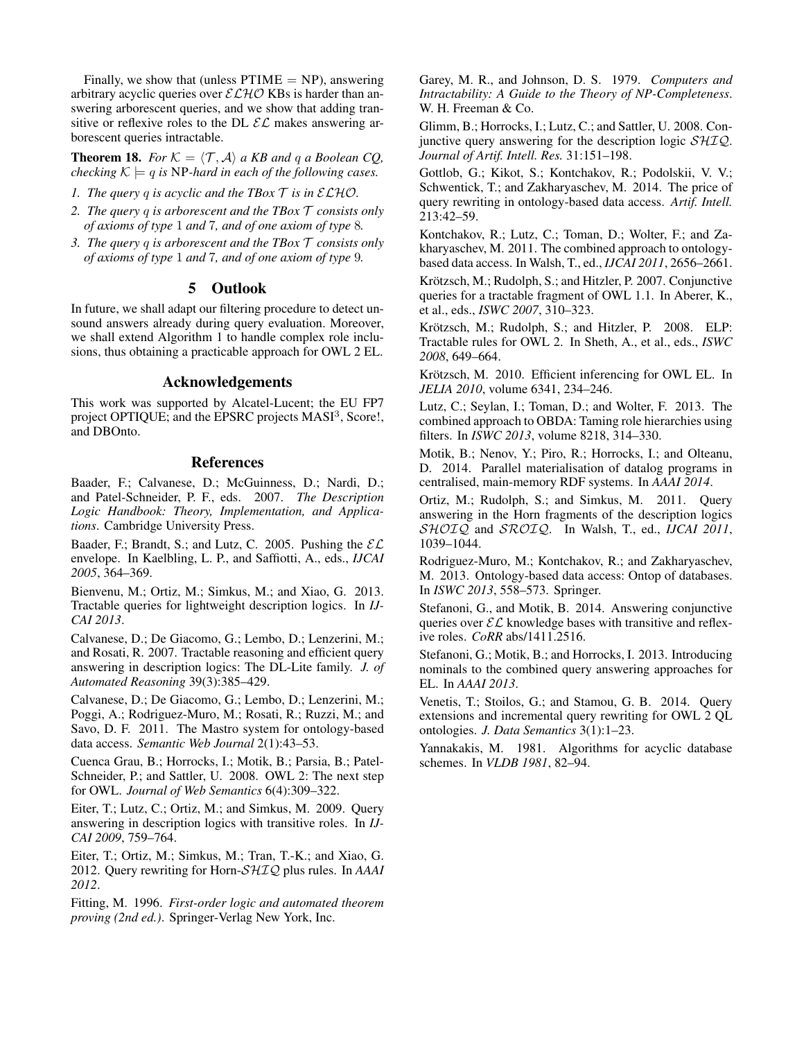Finally, we show that (unless PTIME = NP), answering arbitrary acyclic queries over $\mathcal{ELHO}$ KBs is harder than answering arborescent queries, and we show that adding transitive or reflexive roles to the DL $\mathcal{EL}$ makes answering arborescent queries intractable.

**Theorem 18.** *For $\mathcal{K} = \langle \mathcal{T}, \mathcal{A} \rangle$ a KB and $q$ a Boolean CQ, checking $\mathcal{K} \models q$ is* NP*-hard in each of the following cases.*

1. *The query $q$ is acyclic and the TBox $\mathcal{T}$ is in $\mathcal{ELHO}$.*
2. *The query $q$ is arborescent and the TBox $\mathcal{T}$ consists only of axioms of type 1 and 7, and of one axiom of type 8.*
3. *The query $q$ is arborescent and the TBox $\mathcal{T}$ consists only of axioms of type 1 and 7, and of one axiom of type 9.*

## 5 Outlook

In future, we shall adapt our filtering procedure to detect unsound answers already during query evaluation. Moreover, we shall extend Algorithm 1 to handle complex role inclusions, thus obtaining a practicable approach for OWL 2 EL.

## Acknowledgements

This work was supported by Alcatel-Lucent; the EU FP7 project OPTIQUE; and the EPSRC projects MASI[3], Score!, and DBOnto.

## References

Baader, F.; Calvanese, D.; McGuinness, D.; Nardi, D.; and Patel-Schneider, P. F., eds. 2007. *The Description Logic Handbook: Theory, Implementation, and Applications*. Cambridge University Press.

Baader, F.; Brandt, S.; and Lutz, C. 2005. Pushing the $\mathcal{EL}$ envelope. In Kaelbling, L. P., and Saffiotti, A., eds., *IJCAI 2005*, 364–369.

Bienvenu, M.; Ortiz, M.; Simkus, M.; and Xiao, G. 2013. Tractable queries for lightweight description logics. In *IJCAI 2013*.

Calvanese, D.; De Giacomo, G.; Lembo, D.; Lenzerini, M.; and Rosati, R. 2007. Tractable reasoning and efficient query answering in description logics: The DL-Lite family. *J. of Automated Reasoning* 39(3):385–429.

Calvanese, D.; De Giacomo, G.; Lembo, D.; Lenzerini, M.; Poggi, A.; Rodriguez-Muro, M.; Rosati, R.; Ruzzi, M.; and Savo, D. F. 2011. The Mastro system for ontology-based data access. *Semantic Web Journal* 2(1):43–53.

Cuenca Grau, B.; Horrocks, I.; Motik, B.; Parsia, B.; Patel-Schneider, P.; and Sattler, U. 2008. OWL 2: The next step for OWL. *Journal of Web Semantics* 6(4):309–322.

Eiter, T.; Lutz, C.; Ortiz, M.; and Simkus, M. 2009. Query answering in description logics with transitive roles. In *IJCAI 2009*, 759–764.

Eiter, T.; Ortiz, M.; Simkus, M.; Tran, T.-K.; and Xiao, G. 2012. Query rewriting for Horn-$\mathcal{SHIQ}$ plus rules. In *AAAI 2012*.

Fitting, M. 1996. *First-order logic and automated theorem proving (2nd ed.)*. Springer-Verlag New York, Inc.

Garey, M. R., and Johnson, D. S. 1979. *Computers and Intractability: A Guide to the Theory of NP-Completeness*. W. H. Freeman & Co.

Glimm, B.; Horrocks, I.; Lutz, C.; and Sattler, U. 2008. Conjunctive query answering for the description logic $\mathcal{SHIQ}$. *Journal of Artif. Intell. Res.* 31:151–198.

Gottlob, G.; Kikot, S.; Kontchakov, R.; Podolskii, V. V.; Schwentick, T.; and Zakharyaschev, M. 2014. The price of query rewriting in ontology-based data access. *Artif. Intell.* 213:42–59.

Kontchakov, R.; Lutz, C.; Toman, D.; Wolter, F.; and Zakharyaschev, M. 2011. The combined approach to ontology-based data access. In Walsh, T., ed., *IJCAI 2011*, 2656–2661.

Krötzsch, M.; Rudolph, S.; and Hitzler, P. 2007. Conjunctive queries for a tractable fragment of OWL 1.1. In Aberer, K., et al., eds., *ISWC 2007*, 310–323.

Krötzsch, M.; Rudolph, S.; and Hitzler, P. 2008. ELP: Tractable rules for OWL 2. In Sheth, A., et al., eds., *ISWC 2008*, 649–664.

Krötzsch, M. 2010. Efficient inferencing for OWL EL. In *JELIA 2010*, volume 6341, 234–246.

Lutz, C.; Seylan, I.; Toman, D.; and Wolter, F. 2013. The combined approach to OBDA: Taming role hierarchies using filters. In *ISWC 2013*, volume 8218, 314–330.

Motik, B.; Nenov, Y.; Piro, R.; Horrocks, I.; and Olteanu, D. 2014. Parallel materialisation of datalog programs in centralised, main-memory RDF systems. In *AAAI 2014*.

Ortiz, M.; Rudolph, S.; and Simkus, M. 2011. Query answering in the Horn fragments of the description logics $\mathcal{SHOIQ}$ and $\mathcal{SROIQ}$. In Walsh, T., ed., *IJCAI 2011*, 1039–1044.

Rodriguez-Muro, M.; Kontchakov, R.; and Zakharyaschev, M. 2013. Ontology-based data access: Ontop of databases. In *ISWC 2013*, 558–573. Springer.

Stefanoni, G., and Motik, B. 2014. Answering conjunctive queries over $\mathcal{EL}$ knowledge bases with transitive and reflexive roles. *CoRR* abs/1411.2516.

Stefanoni, G.; Motik, B.; and Horrocks, I. 2013. Introducing nominals to the combined query answering approaches for EL. In *AAAI 2013*.

Venetis, T.; Stoilos, G.; and Stamou, G. B. 2014. Query extensions and incremental query rewriting for OWL 2 QL ontologies. *J. Data Semantics* 3(1):1–23.

Yannakakis, M. 1981. Algorithms for acyclic database schemes. In *VLDB 1981*, 82–94.